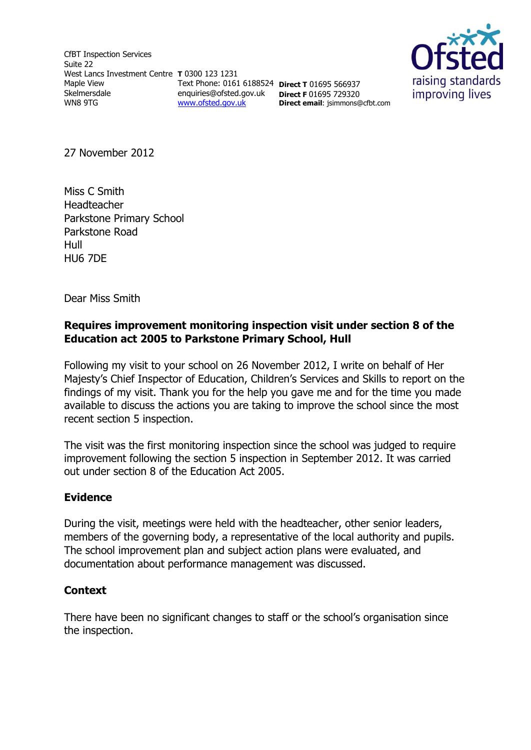CfBT Inspection Services
Suite 22
West Lancs Investment Centre
Maple View
Skelmersdale
WN8 9TG

**T** 0300 123 1231
Text Phone: 0161 6188524
enquiries@ofsted.gov.uk
www.ofsted.gov.uk

**Direct T** 01695 566937
**Direct F** 01695 729320
**Direct email**: jsimmons@cfbt.com

Ofsted
raising standards
improving lives

27 November 2012

Miss C Smith
Headteacher
Parkstone Primary School
Parkstone Road
Hull
HU6 7DE

Dear Miss Smith

**Requires improvement monitoring inspection visit under section 8 of the Education act 2005 to Parkstone Primary School, Hull**

Following my visit to your school on 26 November 2012, I write on behalf of Her Majesty's Chief Inspector of Education, Children's Services and Skills to report on the findings of my visit. Thank you for the help you gave me and for the time you made available to discuss the actions you are taking to improve the school since the most recent section 5 inspection.

The visit was the first monitoring inspection since the school was judged to require improvement following the section 5 inspection in September 2012. It was carried out under section 8 of the Education Act 2005.

**Evidence**

During the visit, meetings were held with the headteacher, other senior leaders, members of the governing body, a representative of the local authority and pupils. The school improvement plan and subject action plans were evaluated, and documentation about performance management was discussed.

**Context**

There have been no significant changes to staff or the school's organisation since the inspection.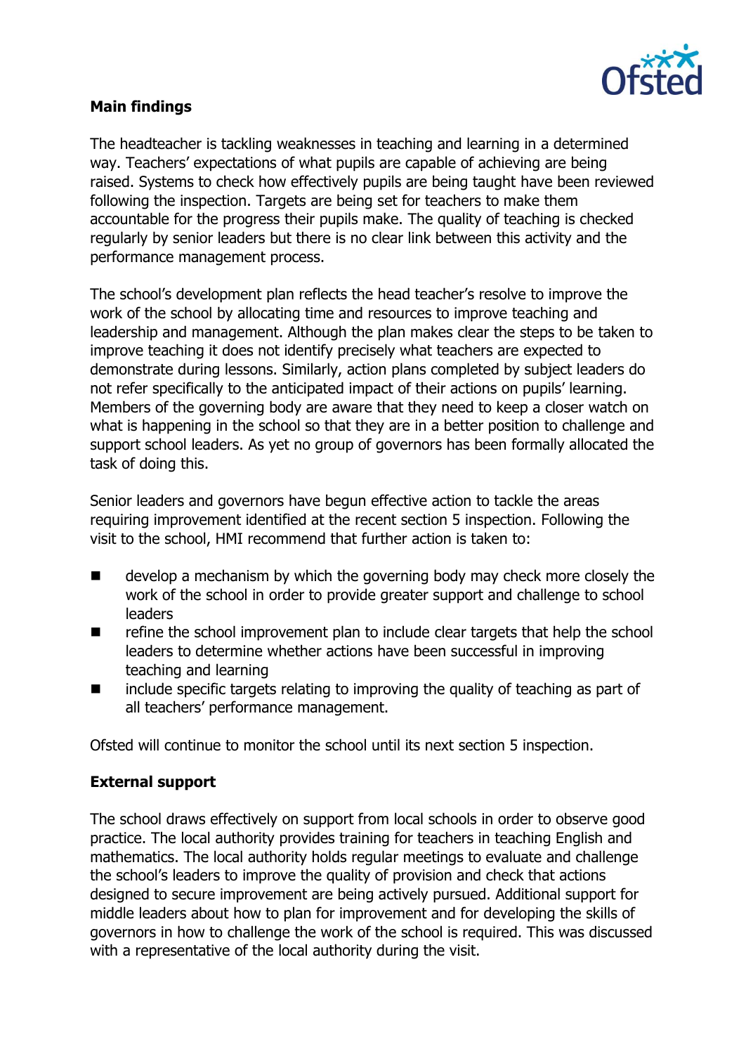## Main findings

The headteacher is tackling weaknesses in teaching and learning in a determined way. Teachers' expectations of what pupils are capable of achieving are being raised. Systems to check how effectively pupils are being taught have been reviewed following the inspection. Targets are being set for teachers to make them accountable for the progress their pupils make. The quality of teaching is checked regularly by senior leaders but there is no clear link between this activity and the performance management process.

The school's development plan reflects the head teacher's resolve to improve the work of the school by allocating time and resources to improve teaching and leadership and management. Although the plan makes clear the steps to be taken to improve teaching it does not identify precisely what teachers are expected to demonstrate during lessons. Similarly, action plans completed by subject leaders do not refer specifically to the anticipated impact of their actions on pupils' learning. Members of the governing body are aware that they need to keep a closer watch on what is happening in the school so that they are in a better position to challenge and support school leaders. As yet no group of governors has been formally allocated the task of doing this.

Senior leaders and governors have begun effective action to tackle the areas requiring improvement identified at the recent section 5 inspection. Following the visit to the school, HMI recommend that further action is taken to:

- develop a mechanism by which the governing body may check more closely the work of the school in order to provide greater support and challenge to school leaders
- refine the school improvement plan to include clear targets that help the school leaders to determine whether actions have been successful in improving teaching and learning
- include specific targets relating to improving the quality of teaching as part of all teachers' performance management.

Ofsted will continue to monitor the school until its next section 5 inspection.

## External support

The school draws effectively on support from local schools in order to observe good practice. The local authority provides training for teachers in teaching English and mathematics. The local authority holds regular meetings to evaluate and challenge the school's leaders to improve the quality of provision and check that actions designed to secure improvement are being actively pursued. Additional support for middle leaders about how to plan for improvement and for developing the skills of governors in how to challenge the work of the school is required. This was discussed with a representative of the local authority during the visit.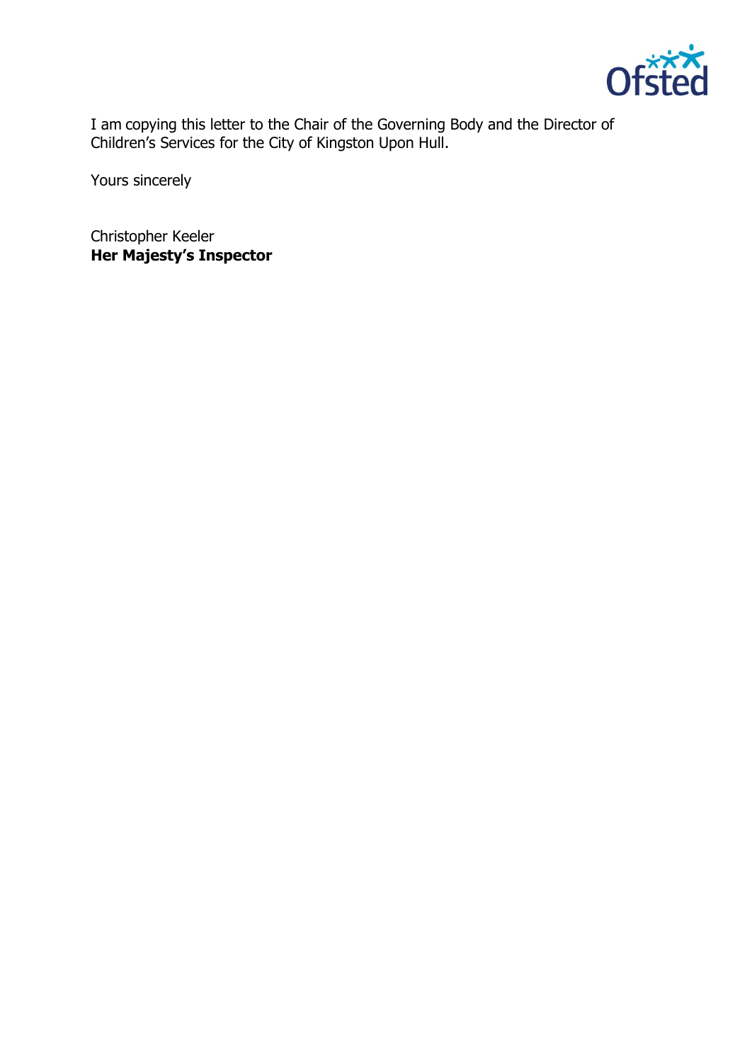I am copying this letter to the Chair of the Governing Body and the Director of Children's Services for the City of Kingston Upon Hull.

Yours sincerely

Christopher Keeler
**Her Majesty's Inspector**